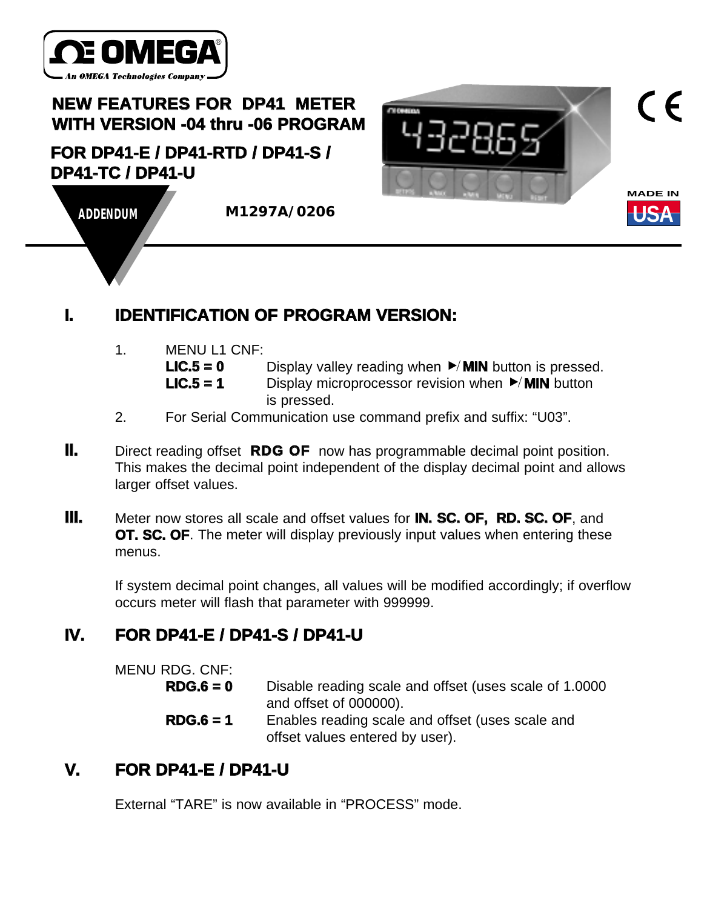OMEGA

An OMEGA Technologies Company

# NEW FEATURES FOR DP41 METER WITH VERSION -04 thru -06 PROGRAM

## FOR DP41-E / DP41-RTD / DP41-S / DP41-TC / DP41-U

ADDENDUM

M1297A/0206

MADE IN USA

## I. IDENTIFICATION OF PROGRAM VERSION:

1. MENU L1 CNF:

   **LIC.5 = 0** Display valley reading when ▶/**MIN** button is pressed.

   **LIC.5 = 1** Display microprocessor revision when ▶/**MIN** button is pressed.

2. For Serial Communication use command prefix and suffix: "U03".

**II.** Direct reading offset **RDG OF** now has programmable decimal point position. This makes the decimal point independent of the display decimal point and allows larger offset values.

**III.** Meter now stores all scale and offset values for **IN. SC. OF, RD. SC. OF**, and **OT. SC. OF**. The meter will display previously input values when entering these menus.

If system decimal point changes, all values will be modified accordingly; if overflow occurs meter will flash that parameter with 999999.

## IV. FOR DP41-E / DP41-S / DP41-U

MENU RDG. CNF:

**RDG.6 = 0** Disable reading scale and offset (uses scale of 1.0000 and offset of 000000).

**RDG.6 = 1** Enables reading scale and offset (uses scale and offset values entered by user).

## V. FOR DP41-E / DP41-U

External "TARE" is now available in "PROCESS" mode.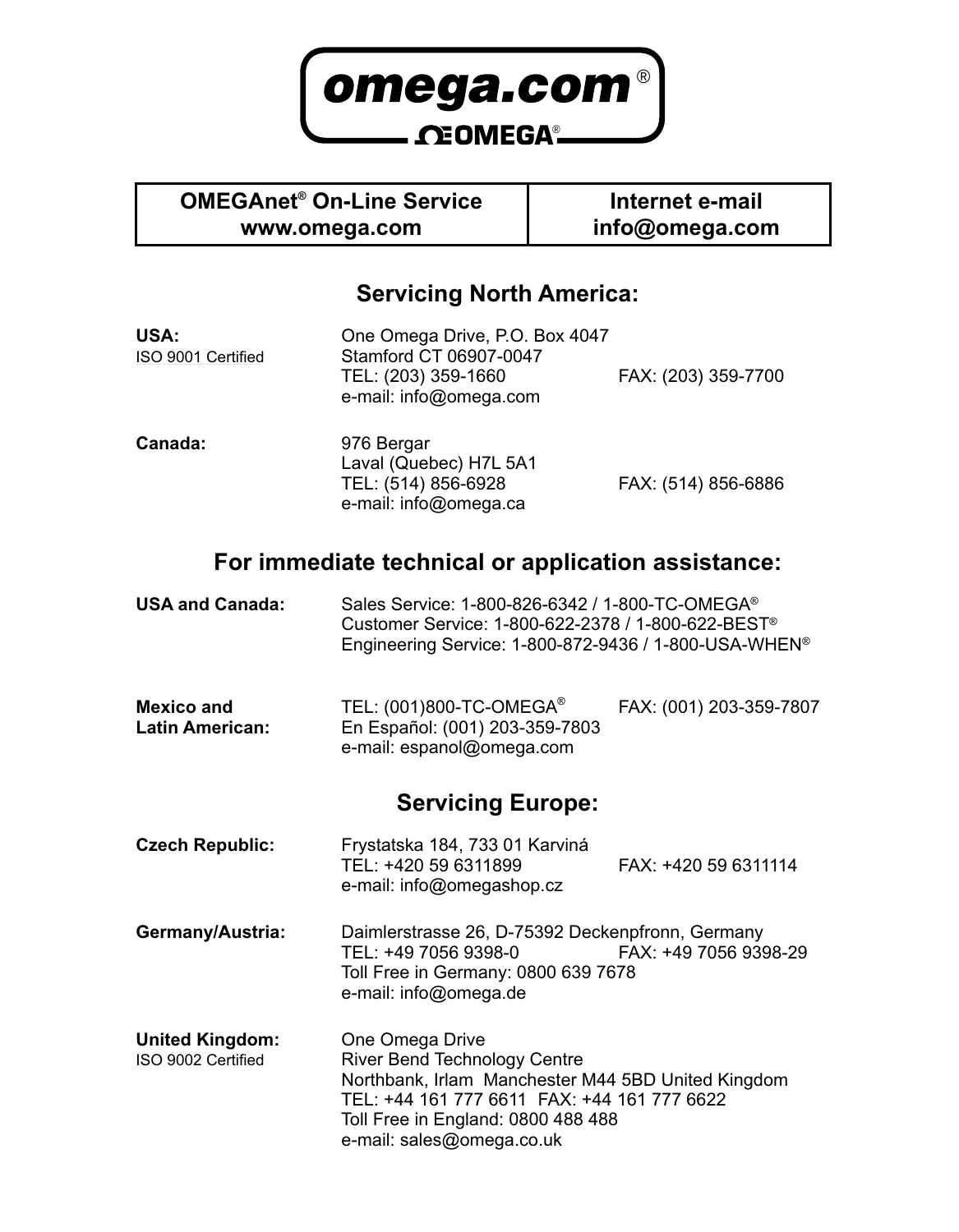# omega.com®

## ΩEOMEGA®

| OMEGAnet® On-Line Service www.omega.com | Internet e-mail info@omega.com |
| --- | --- |

## Servicing North America:

**USA:**
ISO 9001 Certified

One Omega Drive, P.O. Box 4047
Stamford CT 06907-0047
TEL: (203) 359-1660 FAX: (203) 359-7700
e-mail: info@omega.com

**Canada:**

976 Bergar
Laval (Quebec) H7L 5A1
TEL: (514) 856-6928 FAX: (514) 856-6886
e-mail: info@omega.ca

## For immediate technical or application assistance:

**USA and Canada:**

Sales Service: 1-800-826-6342 / 1-800-TC-OMEGA®
Customer Service: 1-800-622-2378 / 1-800-622-BEST®
Engineering Service: 1-800-872-9436 / 1-800-USA-WHEN®

**Mexico and Latin American:**

TEL: (001)800-TC-OMEGA® FAX: (001) 203-359-7807
En Español: (001) 203-359-7803
e-mail: espanol@omega.com

## Servicing Europe:

**Czech Republic:**

Frystatska 184, 733 01 Karviná
TEL: +420 59 6311899 FAX: +420 59 6311114
e-mail: info@omegashop.cz

**Germany/Austria:**

Daimlerstrasse 26, D-75392 Deckenpfronn, Germany
TEL: +49 7056 9398-0 FAX: +49 7056 9398-29
Toll Free in Germany: 0800 639 7678
e-mail: info@omega.de

**United Kingdom:**
ISO 9002 Certified

One Omega Drive
River Bend Technology Centre
Northbank, Irlam Manchester M44 5BD United Kingdom
TEL: +44 161 777 6611 FAX: +44 161 777 6622
Toll Free in England: 0800 488 488
e-mail: sales@omega.co.uk